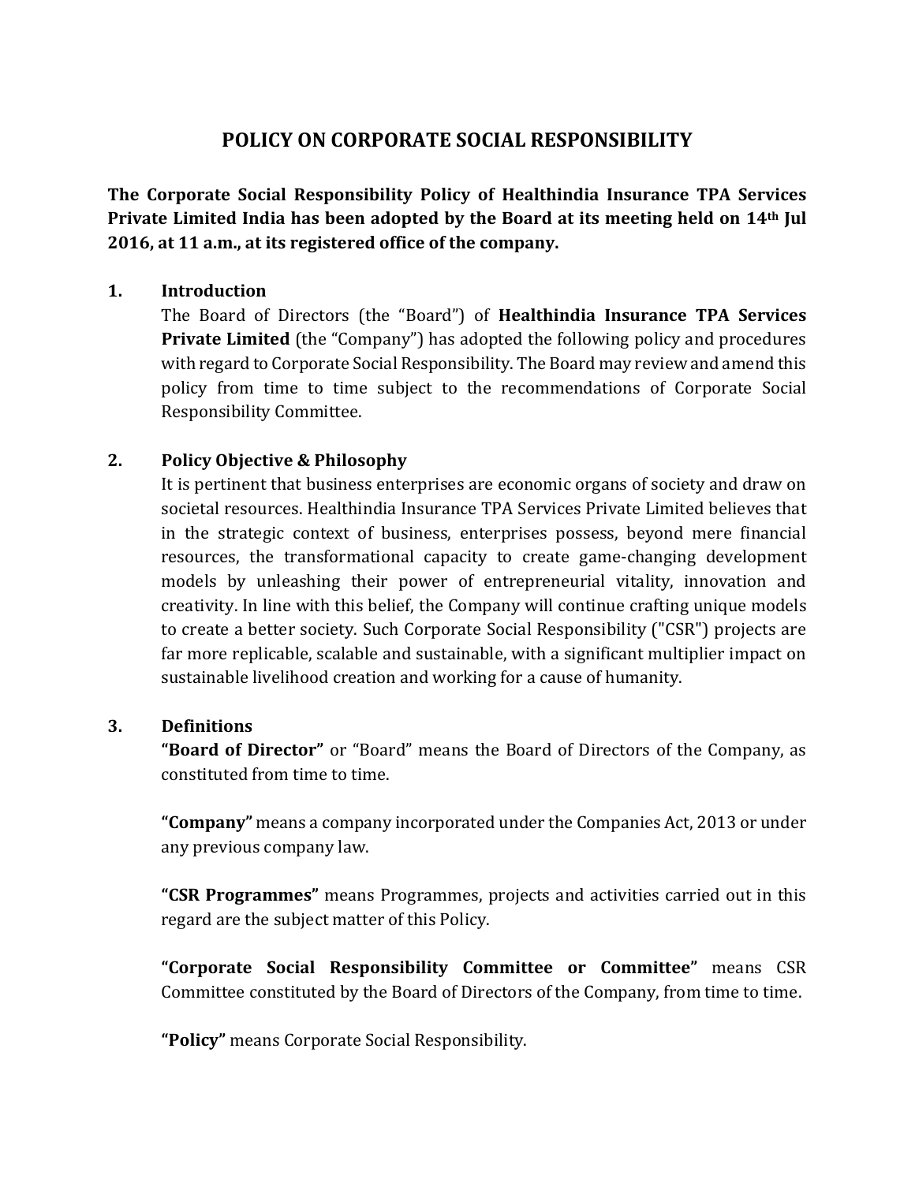# POLICY ON CORPORATE SOCIAL RESPONSIBILITY

**The Corporate Social Responsibility Policy of Healthindia Insurance TPA Services Private Limited India has been adopted by the Board at its meeting held on 14th Jul 2016, at 11 a.m., at its registered office of the company.**

## 1. Introduction

The Board of Directors (the "Board") of **Healthindia Insurance TPA Services Private Limited** (the "Company") has adopted the following policy and procedures with regard to Corporate Social Responsibility. The Board may review and amend this policy from time to time subject to the recommendations of Corporate Social Responsibility Committee.

## 2. Policy Objective & Philosophy

It is pertinent that business enterprises are economic organs of society and draw on societal resources. Healthindia Insurance TPA Services Private Limited believes that in the strategic context of business, enterprises possess, beyond mere financial resources, the transformational capacity to create game-changing development models by unleashing their power of entrepreneurial vitality, innovation and creativity. In line with this belief, the Company will continue crafting unique models to create a better society. Such Corporate Social Responsibility ("CSR") projects are far more replicable, scalable and sustainable, with a significant multiplier impact on sustainable livelihood creation and working for a cause of humanity.

## 3. Definitions

**"Board of Director"** or "Board" means the Board of Directors of the Company, as constituted from time to time.

**"Company"** means a company incorporated under the Companies Act, 2013 or under any previous company law.

**"CSR Programmes"** means Programmes, projects and activities carried out in this regard are the subject matter of this Policy.

**"Corporate Social Responsibility Committee or Committee"** means CSR Committee constituted by the Board of Directors of the Company, from time to time.

**"Policy"** means Corporate Social Responsibility.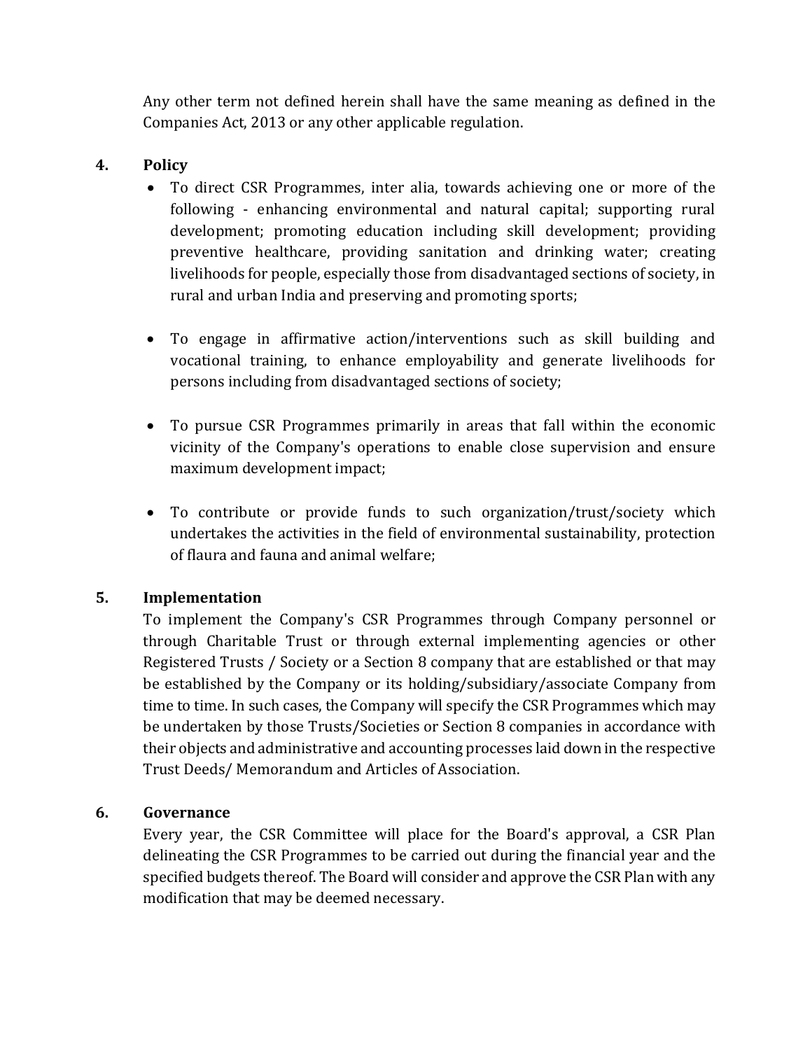Any other term not defined herein shall have the same meaning as defined in the Companies Act, 2013 or any other applicable regulation.

## 4. Policy

- To direct CSR Programmes, inter alia, towards achieving one or more of the following - enhancing environmental and natural capital; supporting rural development; promoting education including skill development; providing preventive healthcare, providing sanitation and drinking water; creating livelihoods for people, especially those from disadvantaged sections of society, in rural and urban India and preserving and promoting sports;

- To engage in affirmative action/interventions such as skill building and vocational training, to enhance employability and generate livelihoods for persons including from disadvantaged sections of society;

- To pursue CSR Programmes primarily in areas that fall within the economic vicinity of the Company's operations to enable close supervision and ensure maximum development impact;

- To contribute or provide funds to such organization/trust/society which undertakes the activities in the field of environmental sustainability, protection of flaura and fauna and animal welfare;

## 5. Implementation

To implement the Company's CSR Programmes through Company personnel or through Charitable Trust or through external implementing agencies or other Registered Trusts / Society or a Section 8 company that are established or that may be established by the Company or its holding/subsidiary/associate Company from time to time. In such cases, the Company will specify the CSR Programmes which may be undertaken by those Trusts/Societies or Section 8 companies in accordance with their objects and administrative and accounting processes laid down in the respective Trust Deeds/ Memorandum and Articles of Association.

## 6. Governance

Every year, the CSR Committee will place for the Board's approval, a CSR Plan delineating the CSR Programmes to be carried out during the financial year and the specified budgets thereof. The Board will consider and approve the CSR Plan with any modification that may be deemed necessary.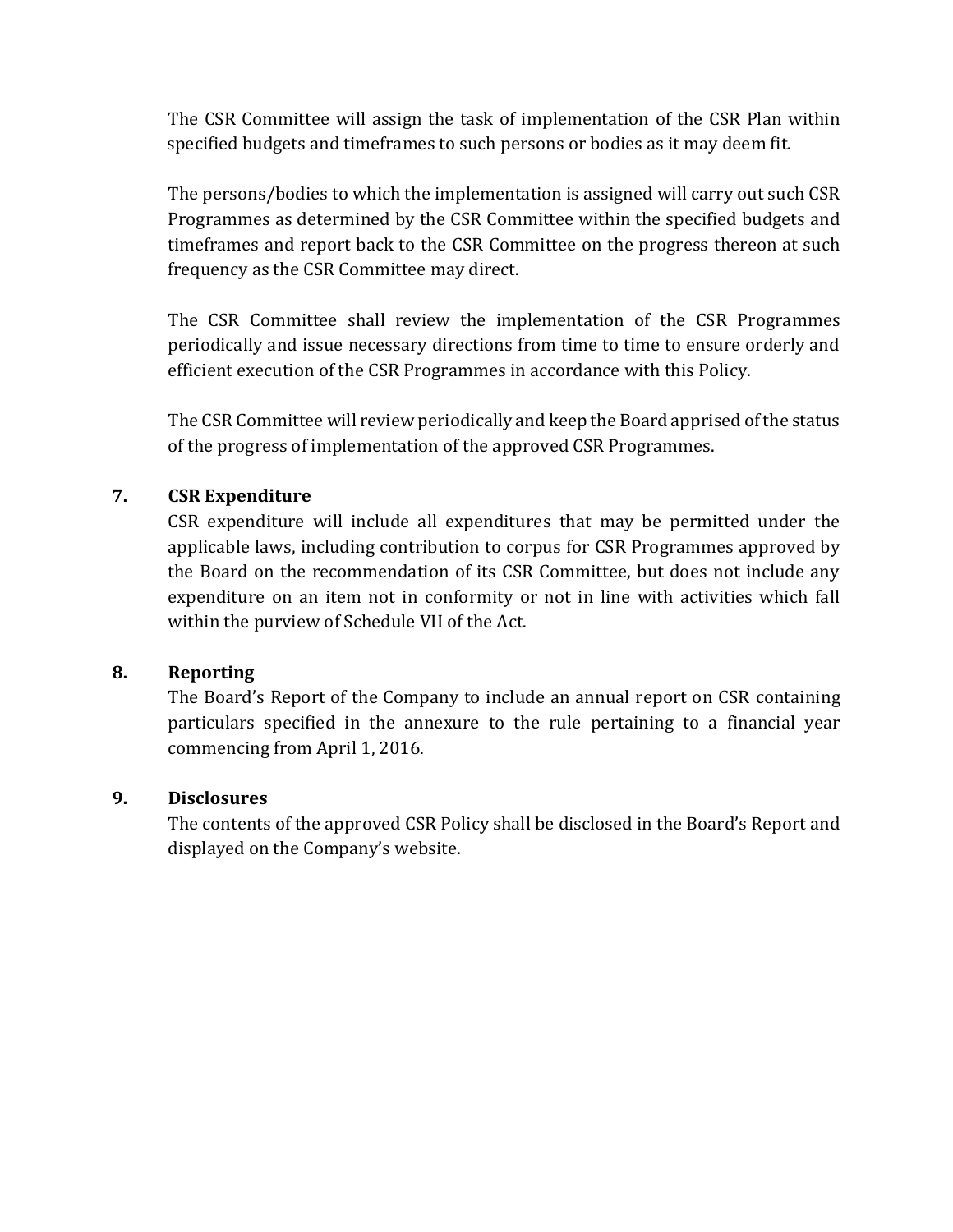The CSR Committee will assign the task of implementation of the CSR Plan within specified budgets and timeframes to such persons or bodies as it may deem fit.

The persons/bodies to which the implementation is assigned will carry out such CSR Programmes as determined by the CSR Committee within the specified budgets and timeframes and report back to the CSR Committee on the progress thereon at such frequency as the CSR Committee may direct.

The CSR Committee shall review the implementation of the CSR Programmes periodically and issue necessary directions from time to time to ensure orderly and efficient execution of the CSR Programmes in accordance with this Policy.

The CSR Committee will review periodically and keep the Board apprised of the status of the progress of implementation of the approved CSR Programmes.

## 7. CSR Expenditure

CSR expenditure will include all expenditures that may be permitted under the applicable laws, including contribution to corpus for CSR Programmes approved by the Board on the recommendation of its CSR Committee, but does not include any expenditure on an item not in conformity or not in line with activities which fall within the purview of Schedule VII of the Act.

## 8. Reporting

The Board's Report of the Company to include an annual report on CSR containing particulars specified in the annexure to the rule pertaining to a financial year commencing from April 1, 2016.

## 9. Disclosures

The contents of the approved CSR Policy shall be disclosed in the Board's Report and displayed on the Company's website.